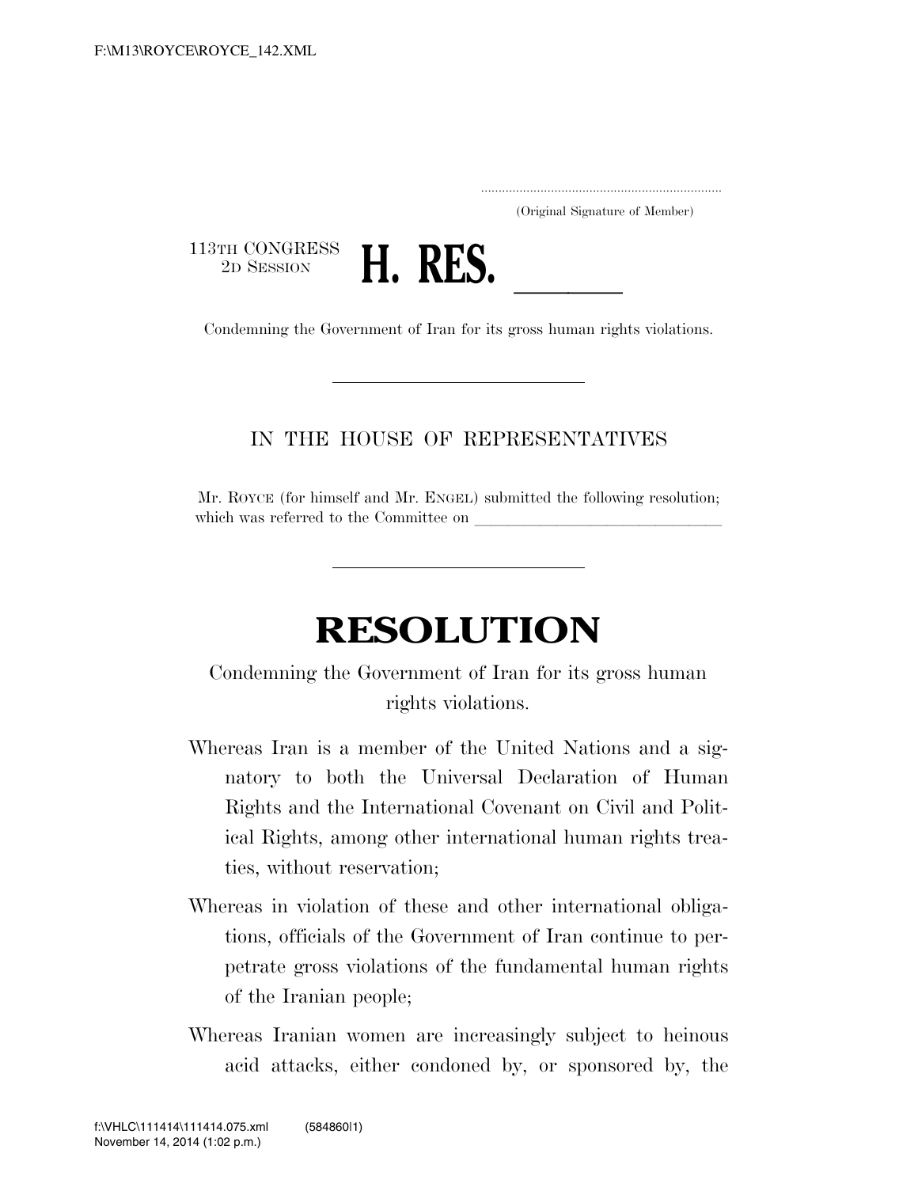.....................................................................
(Original Signature of Member)

113TH CONGRESS
2D SESSION

# H. RES. ______

Condemning the Government of Iran for its gross human rights violations.

---

IN THE HOUSE OF REPRESENTATIVES

Mr. ROYCE (for himself and Mr. ENGEL) submitted the following resolution; which was referred to the Committee on ______________________________

---

# RESOLUTION

Condemning the Government of Iran for its gross human rights violations.

Whereas Iran is a member of the United Nations and a signatory to both the Universal Declaration of Human Rights and the International Covenant on Civil and Political Rights, among other international human rights treaties, without reservation;

Whereas in violation of these and other international obligations, officials of the Government of Iran continue to perpetrate gross violations of the fundamental human rights of the Iranian people;

Whereas Iranian women are increasingly subject to heinous acid attacks, either condoned by, or sponsored by, the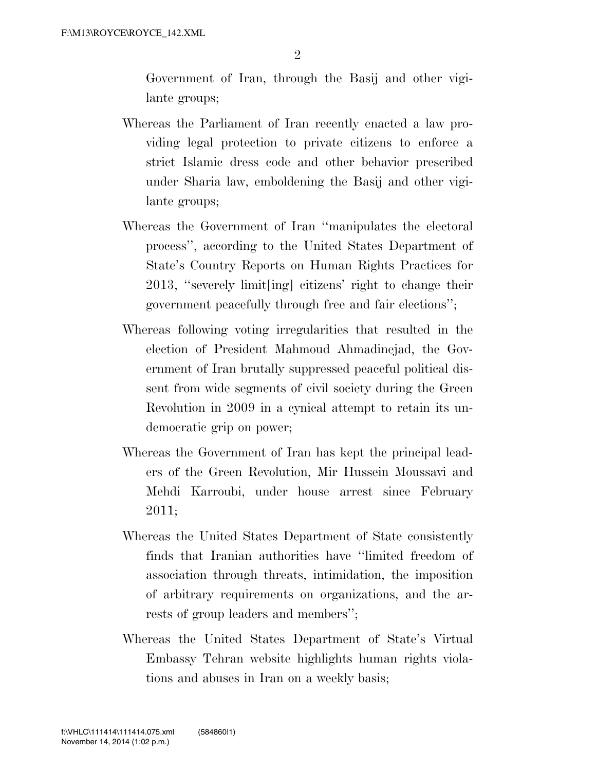Government of Iran, through the Basij and other vigilante groups;

Whereas the Parliament of Iran recently enacted a law providing legal protection to private citizens to enforce a strict Islamic dress code and other behavior prescribed under Sharia law, emboldening the Basij and other vigilante groups;

Whereas the Government of Iran "manipulates the electoral process", according to the United States Department of State's Country Reports on Human Rights Practices for 2013, "severely limit[ing] citizens' right to change their government peacefully through free and fair elections";

Whereas following voting irregularities that resulted in the election of President Mahmoud Ahmadinejad, the Government of Iran brutally suppressed peaceful political dissent from wide segments of civil society during the Green Revolution in 2009 in a cynical attempt to retain its undemocratic grip on power;

Whereas the Government of Iran has kept the principal leaders of the Green Revolution, Mir Hussein Moussavi and Mehdi Karroubi, under house arrest since February 2011;

Whereas the United States Department of State consistently finds that Iranian authorities have "limited freedom of association through threats, intimidation, the imposition of arbitrary requirements on organizations, and the arrests of group leaders and members";

Whereas the United States Department of State's Virtual Embassy Tehran website highlights human rights violations and abuses in Iran on a weekly basis;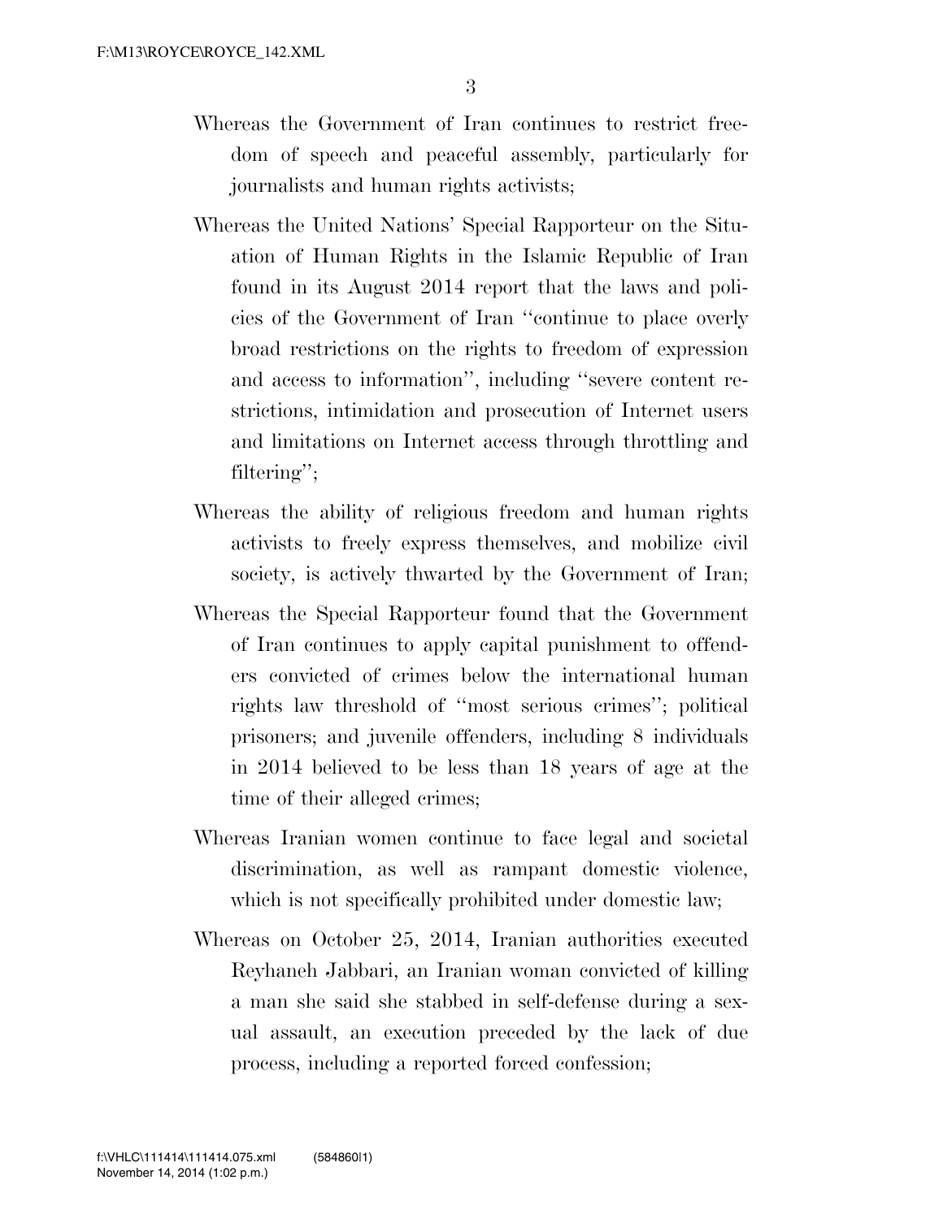Whereas the Government of Iran continues to restrict freedom of speech and peaceful assembly, particularly for journalists and human rights activists;

Whereas the United Nations' Special Rapporteur on the Situation of Human Rights in the Islamic Republic of Iran found in its August 2014 report that the laws and policies of the Government of Iran "continue to place overly broad restrictions on the rights to freedom of expression and access to information", including "severe content restrictions, intimidation and prosecution of Internet users and limitations on Internet access through throttling and filtering";

Whereas the ability of religious freedom and human rights activists to freely express themselves, and mobilize civil society, is actively thwarted by the Government of Iran;

Whereas the Special Rapporteur found that the Government of Iran continues to apply capital punishment to offenders convicted of crimes below the international human rights law threshold of "most serious crimes"; political prisoners; and juvenile offenders, including 8 individuals in 2014 believed to be less than 18 years of age at the time of their alleged crimes;

Whereas Iranian women continue to face legal and societal discrimination, as well as rampant domestic violence, which is not specifically prohibited under domestic law;

Whereas on October 25, 2014, Iranian authorities executed Reyhaneh Jabbari, an Iranian woman convicted of killing a man she said she stabbed in self-defense during a sexual assault, an execution preceded by the lack of due process, including a reported forced confession;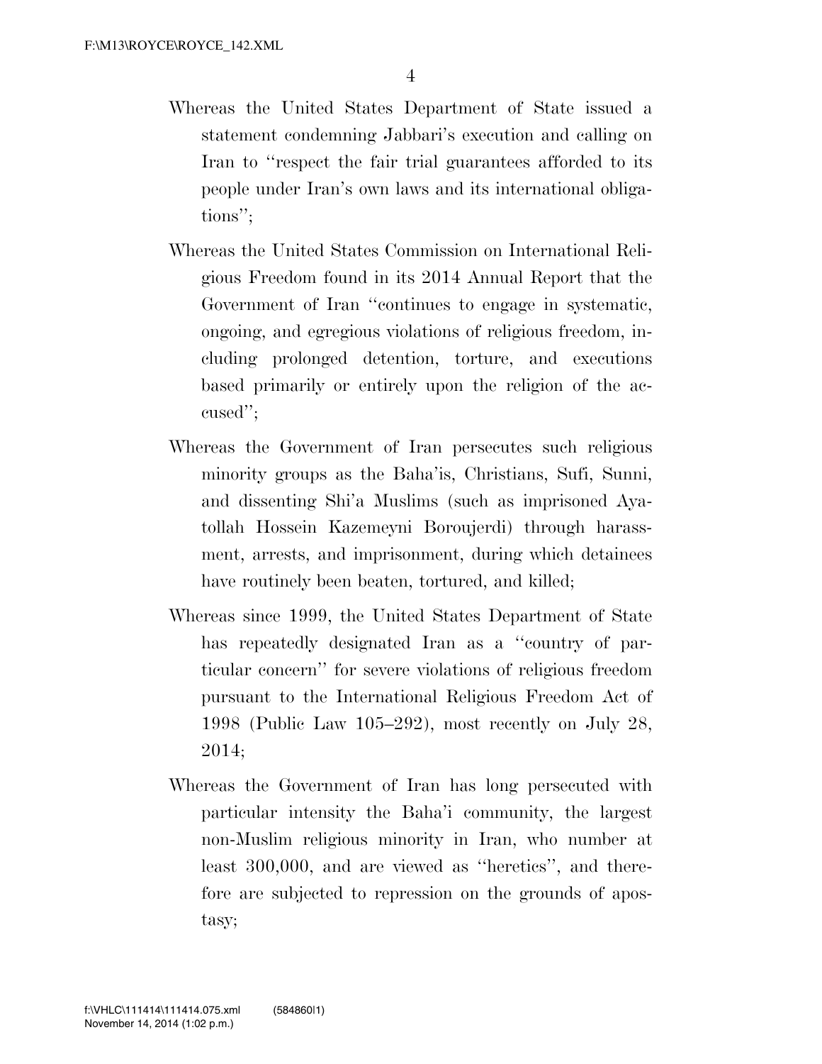Whereas the United States Department of State issued a statement condemning Jabbari's execution and calling on Iran to "respect the fair trial guarantees afforded to its people under Iran's own laws and its international obligations";

Whereas the United States Commission on International Religious Freedom found in its 2014 Annual Report that the Government of Iran "continues to engage in systematic, ongoing, and egregious violations of religious freedom, including prolonged detention, torture, and executions based primarily or entirely upon the religion of the accused";

Whereas the Government of Iran persecutes such religious minority groups as the Baha'is, Christians, Sufi, Sunni, and dissenting Shi'a Muslims (such as imprisoned Ayatollah Hossein Kazemeyni Boroujerdi) through harassment, arrests, and imprisonment, during which detainees have routinely been beaten, tortured, and killed;

Whereas since 1999, the United States Department of State has repeatedly designated Iran as a "country of particular concern" for severe violations of religious freedom pursuant to the International Religious Freedom Act of 1998 (Public Law 105–292), most recently on July 28, 2014;

Whereas the Government of Iran has long persecuted with particular intensity the Baha'i community, the largest non-Muslim religious minority in Iran, who number at least 300,000, and are viewed as "heretics", and therefore are subjected to repression on the grounds of apostasy;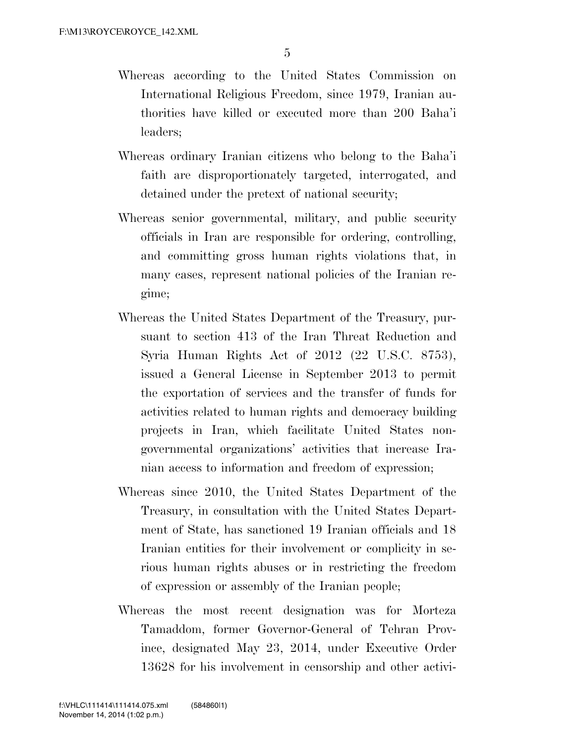Whereas according to the United States Commission on International Religious Freedom, since 1979, Iranian authorities have killed or executed more than 200 Baha'i leaders;

Whereas ordinary Iranian citizens who belong to the Baha'i faith are disproportionately targeted, interrogated, and detained under the pretext of national security;

Whereas senior governmental, military, and public security officials in Iran are responsible for ordering, controlling, and committing gross human rights violations that, in many cases, represent national policies of the Iranian regime;

Whereas the United States Department of the Treasury, pursuant to section 413 of the Iran Threat Reduction and Syria Human Rights Act of 2012 (22 U.S.C. 8753), issued a General License in September 2013 to permit the exportation of services and the transfer of funds for activities related to human rights and democracy building projects in Iran, which facilitate United States non-governmental organizations' activities that increase Iranian access to information and freedom of expression;

Whereas since 2010, the United States Department of the Treasury, in consultation with the United States Department of State, has sanctioned 19 Iranian officials and 18 Iranian entities for their involvement or complicity in serious human rights abuses or in restricting the freedom of expression or assembly of the Iranian people;

Whereas the most recent designation was for Morteza Tamaddom, former Governor-General of Tehran Province, designated May 23, 2014, under Executive Order 13628 for his involvement in censorship and other activi-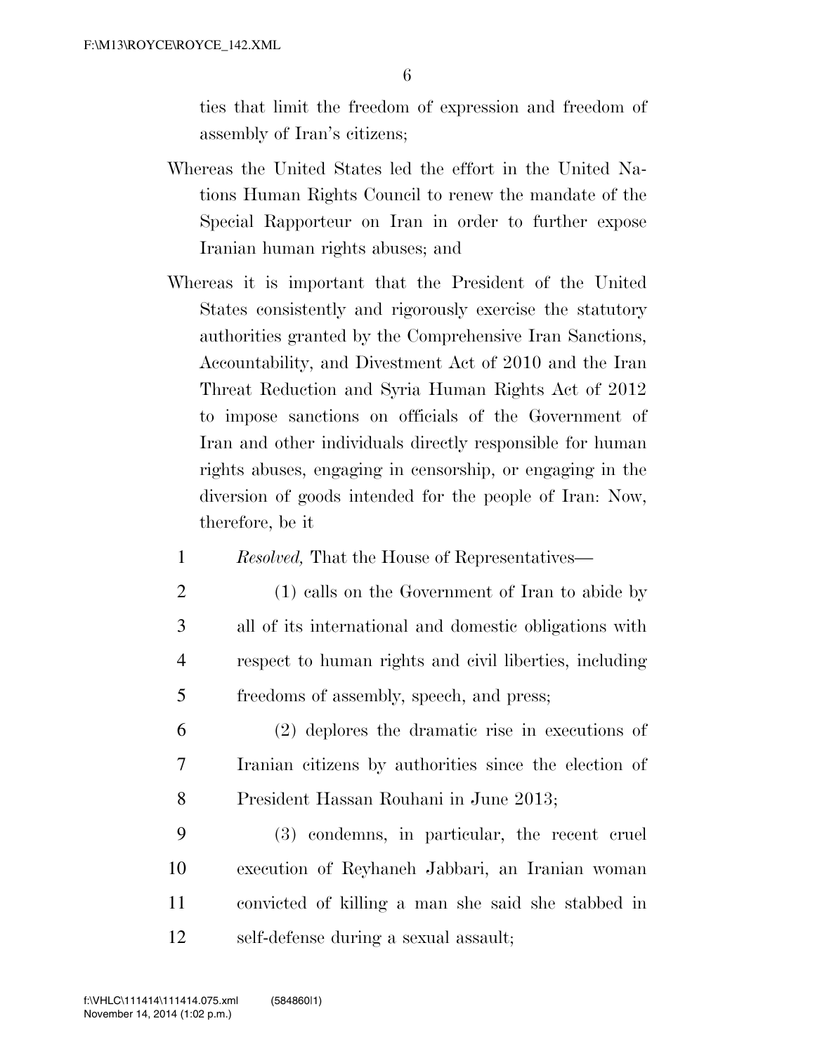ties that limit the freedom of expression and freedom of assembly of Iran's citizens;

Whereas the United States led the effort in the United Nations Human Rights Council to renew the mandate of the Special Rapporteur on Iran in order to further expose Iranian human rights abuses; and

Whereas it is important that the President of the United States consistently and rigorously exercise the statutory authorities granted by the Comprehensive Iran Sanctions, Accountability, and Divestment Act of 2010 and the Iran Threat Reduction and Syria Human Rights Act of 2012 to impose sanctions on officials of the Government of Iran and other individuals directly responsible for human rights abuses, engaging in censorship, or engaging in the diversion of goods intended for the people of Iran: Now, therefore, be it

1 *Resolved,* That the House of Representatives—

2 (1) calls on the Government of Iran to abide by
3 all of its international and domestic obligations with
4 respect to human rights and civil liberties, including
5 freedoms of assembly, speech, and press;

6 (2) deplores the dramatic rise in executions of
7 Iranian citizens by authorities since the election of
8 President Hassan Rouhani in June 2013;

9 (3) condemns, in particular, the recent cruel
10 execution of Reyhaneh Jabbari, an Iranian woman
11 convicted of killing a man she said she stabbed in
12 self-defense during a sexual assault;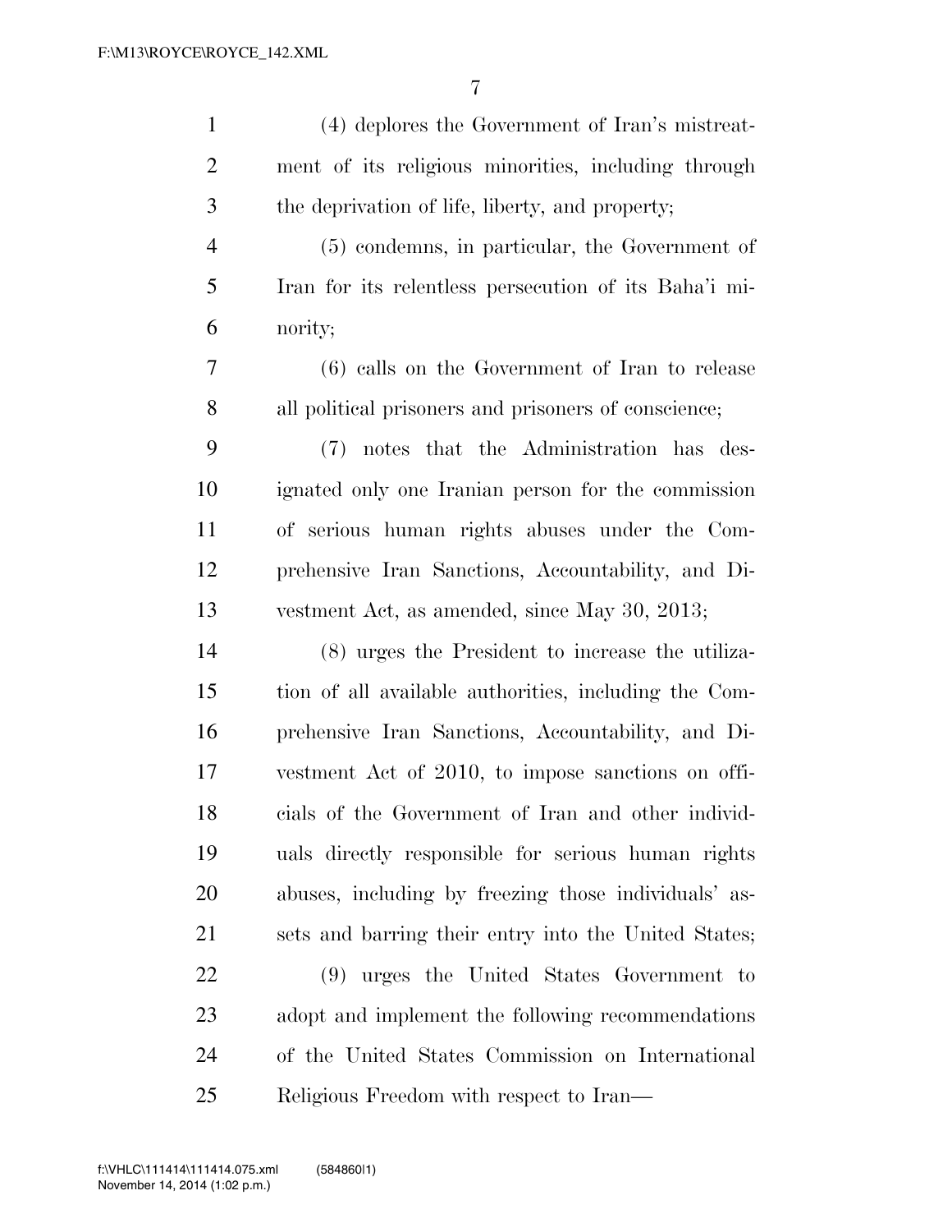(4) deplores the Government of Iran's mistreatment of its religious minorities, including through the deprivation of life, liberty, and property;

(5) condemns, in particular, the Government of Iran for its relentless persecution of its Baha'i minority;

(6) calls on the Government of Iran to release all political prisoners and prisoners of conscience;

(7) notes that the Administration has designated only one Iranian person for the commission of serious human rights abuses under the Comprehensive Iran Sanctions, Accountability, and Divestment Act, as amended, since May 30, 2013;

(8) urges the President to increase the utilization of all available authorities, including the Comprehensive Iran Sanctions, Accountability, and Divestment Act of 2010, to impose sanctions on officials of the Government of Iran and other individuals directly responsible for serious human rights abuses, including by freezing those individuals' assets and barring their entry into the United States;

(9) urges the United States Government to adopt and implement the following recommendations of the United States Commission on International Religious Freedom with respect to Iran—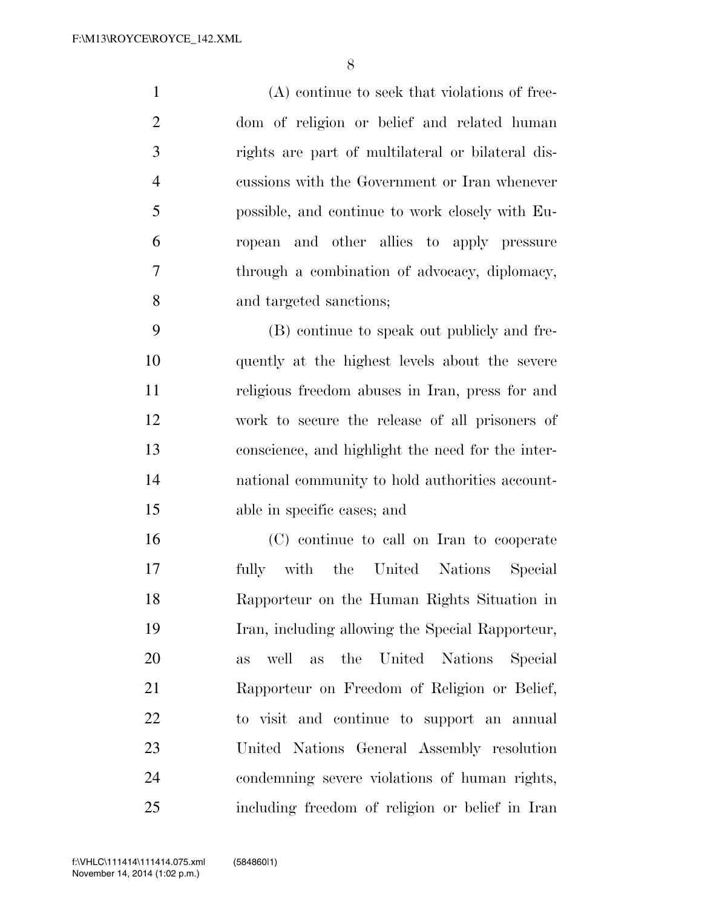(A) continue to seek that violations of freedom of religion or belief and related human rights are part of multilateral or bilateral discussions with the Government or Iran whenever possible, and continue to work closely with European and other allies to apply pressure through a combination of advocacy, diplomacy, and targeted sanctions;

(B) continue to speak out publicly and frequently at the highest levels about the severe religious freedom abuses in Iran, press for and work to secure the release of all prisoners of conscience, and highlight the need for the international community to hold authorities accountable in specific cases; and

(C) continue to call on Iran to cooperate fully with the United Nations Special Rapporteur on the Human Rights Situation in Iran, including allowing the Special Rapporteur, as well as the United Nations Special Rapporteur on Freedom of Religion or Belief, to visit and continue to support an annual United Nations General Assembly resolution condemning severe violations of human rights, including freedom of religion or belief in Iran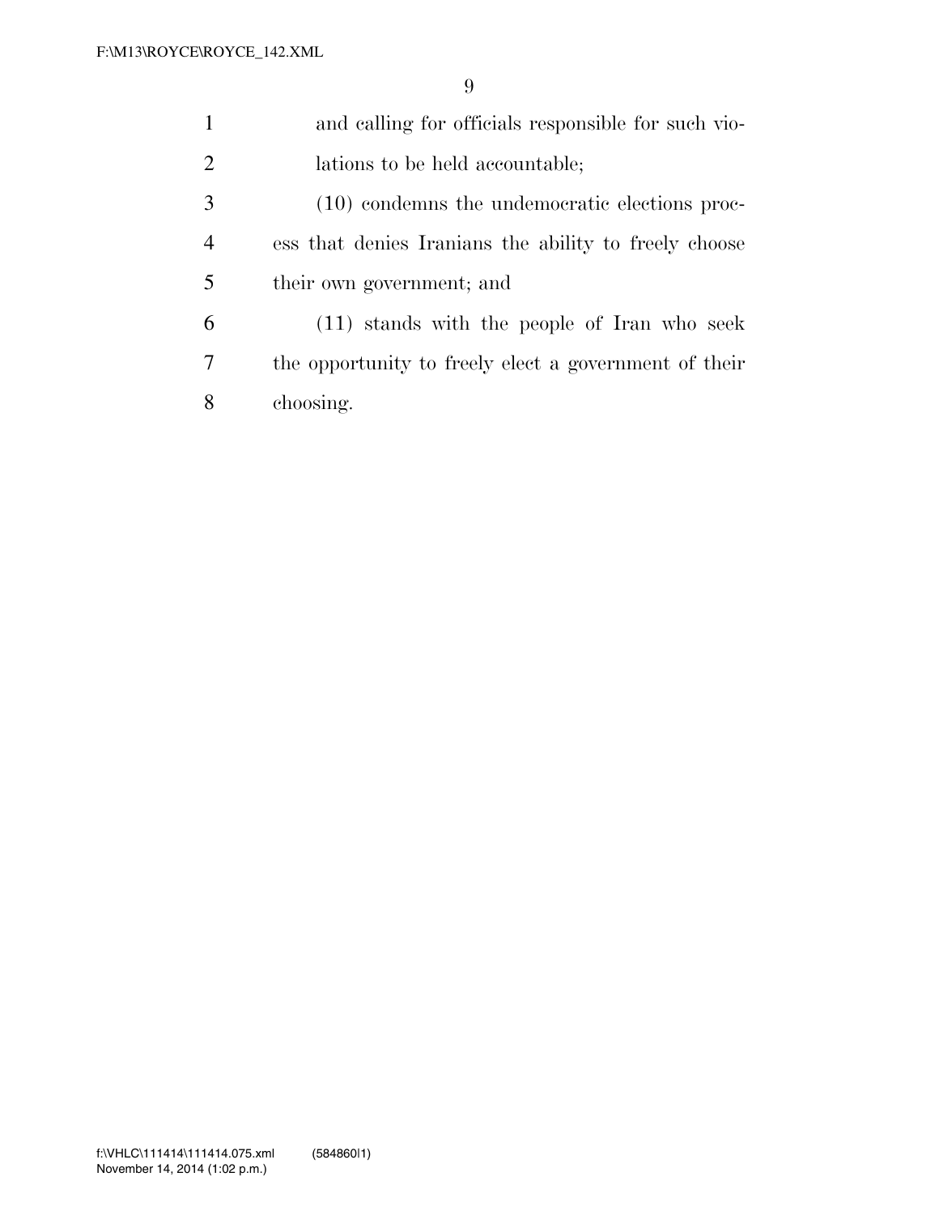and calling for officials responsible for such violations to be held accountable;

(10) condemns the undemocratic elections process that denies Iranians the ability to freely choose their own government; and

(11) stands with the people of Iran who seek the opportunity to freely elect a government of their choosing.